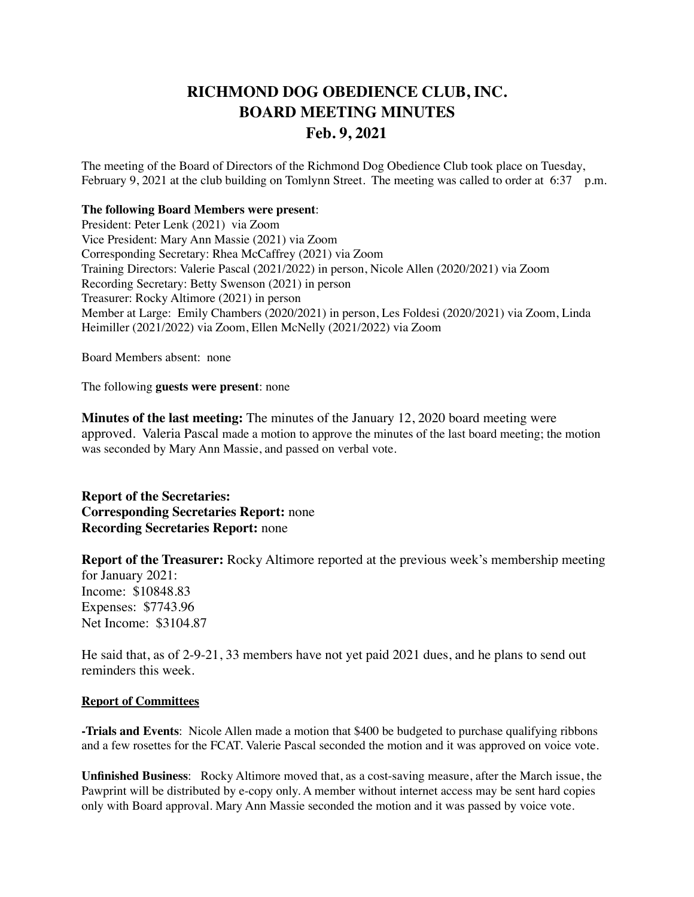# RICHMOND DOG OBEDIENCE CLUB, INC.
# BOARD MEETING MINUTES
# Feb. 9, 2021

The meeting of the Board of Directors of the Richmond Dog Obedience Club took place on Tuesday, February 9, 2021 at the club building on Tomlynn Street. The meeting was called to order at 6:37 p.m.

**The following Board Members were present**:
President: Peter Lenk (2021) via Zoom
Vice President: Mary Ann Massie (2021) via Zoom
Corresponding Secretary: Rhea McCaffrey (2021) via Zoom
Training Directors: Valerie Pascal (2021/2022) in person, Nicole Allen (2020/2021) via Zoom
Recording Secretary: Betty Swenson (2021) in person
Treasurer: Rocky Altimore (2021) in person
Member at Large: Emily Chambers (2020/2021) in person, Les Foldesi (2020/2021) via Zoom, Linda Heimiller (2021/2022) via Zoom, Ellen McNelly (2021/2022) via Zoom

Board Members absent: none

The following **guests were present**: none

**Minutes of the last meeting:** The minutes of the January 12, 2020 board meeting were approved. Valeria Pascal made a motion to approve the minutes of the last board meeting; the motion was seconded by Mary Ann Massie, and passed on verbal vote.

**Report of the Secretaries:**
**Corresponding Secretaries Report:** none
**Recording Secretaries Report:** none

**Report of the Treasurer:** Rocky Altimore reported at the previous week's membership meeting for January 2021:
Income: $10848.83
Expenses: $7743.96
Net Income: $3104.87

He said that, as of 2-9-21, 33 members have not yet paid 2021 dues, and he plans to send out reminders this week.

**Report of Committees**

**-Trials and Events**: Nicole Allen made a motion that $400 be budgeted to purchase qualifying ribbons and a few rosettes for the FCAT. Valerie Pascal seconded the motion and it was approved on voice vote.

**Unfinished Business**: Rocky Altimore moved that, as a cost-saving measure, after the March issue, the Pawprint will be distributed by e-copy only. A member without internet access may be sent hard copies only with Board approval. Mary Ann Massie seconded the motion and it was passed by voice vote.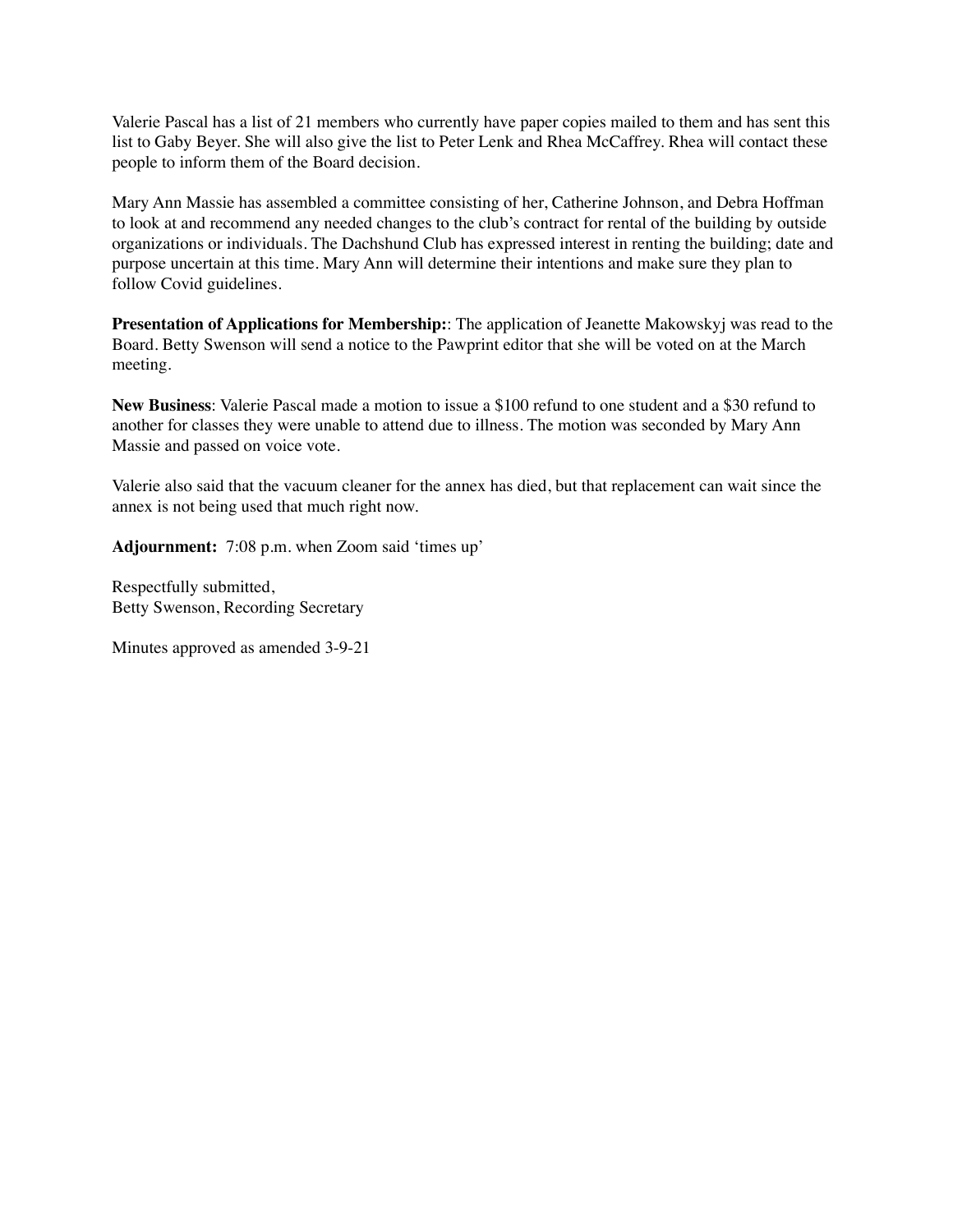Valerie Pascal has a list of 21 members who currently have paper copies mailed to them and has sent this list to Gaby Beyer. She will also give the list to Peter Lenk and Rhea McCaffrey. Rhea will contact these people to inform them of the Board decision.

Mary Ann Massie has assembled a committee consisting of her, Catherine Johnson, and Debra Hoffman to look at and recommend any needed changes to the club's contract for rental of the building by outside organizations or individuals. The Dachshund Club has expressed interest in renting the building; date and purpose uncertain at this time. Mary Ann will determine their intentions and make sure they plan to follow Covid guidelines.

**Presentation of Applications for Membership:**: The application of Jeanette Makowskyj was read to the Board. Betty Swenson will send a notice to the Pawprint editor that she will be voted on at the March meeting.

**New Business**: Valerie Pascal made a motion to issue a $100 refund to one student and a $30 refund to another for classes they were unable to attend due to illness. The motion was seconded by Mary Ann Massie and passed on voice vote.

Valerie also said that the vacuum cleaner for the annex has died, but that replacement can wait since the annex is not being used that much right now.

**Adjournment:** 7:08 p.m. when Zoom said 'times up'

Respectfully submitted,
Betty Swenson, Recording Secretary

Minutes approved as amended 3-9-21